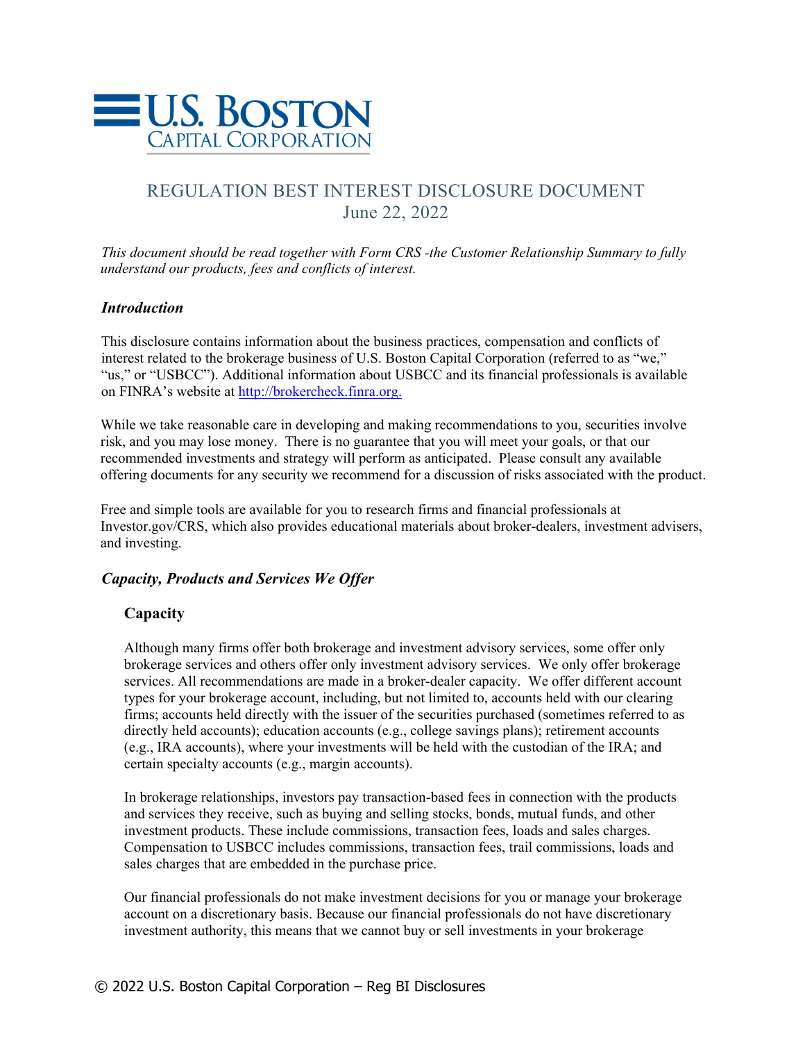U.S. BOSTON
CAPITAL CORPORATION

# REGULATION BEST INTEREST DISCLOSURE DOCUMENT
June 22, 2022

*This document should be read together with Form CRS -the Customer Relationship Summary to fully understand our products, fees and conflicts of interest.*

## *Introduction*

This disclosure contains information about the business practices, compensation and conflicts of interest related to the brokerage business of U.S. Boston Capital Corporation (referred to as "we," "us," or "USBCC"). Additional information about USBCC and its financial professionals is available on FINRA's website at [http://brokercheck.finra.org.](http://brokercheck.finra.org.)

While we take reasonable care in developing and making recommendations to you, securities involve risk, and you may lose money. There is no guarantee that you will meet your goals, or that our recommended investments and strategy will perform as anticipated. Please consult any available offering documents for any security we recommend for a discussion of risks associated with the product.

Free and simple tools are available for you to research firms and financial professionals at Investor.gov/CRS, which also provides educational materials about broker-dealers, investment advisers, and investing.

## *Capacity, Products and Services We Offer*

### Capacity

Although many firms offer both brokerage and investment advisory services, some offer only brokerage services and others offer only investment advisory services. We only offer brokerage services. All recommendations are made in a broker-dealer capacity. We offer different account types for your brokerage account, including, but not limited to, accounts held with our clearing firms; accounts held directly with the issuer of the securities purchased (sometimes referred to as directly held accounts); education accounts (e.g., college savings plans); retirement accounts (e.g., IRA accounts), where your investments will be held with the custodian of the IRA; and certain specialty accounts (e.g., margin accounts).

In brokerage relationships, investors pay transaction-based fees in connection with the products and services they receive, such as buying and selling stocks, bonds, mutual funds, and other investment products. These include commissions, transaction fees, loads and sales charges. Compensation to USBCC includes commissions, transaction fees, trail commissions, loads and sales charges that are embedded in the purchase price.

Our financial professionals do not make investment decisions for you or manage your brokerage account on a discretionary basis. Because our financial professionals do not have discretionary investment authority, this means that we cannot buy or sell investments in your brokerage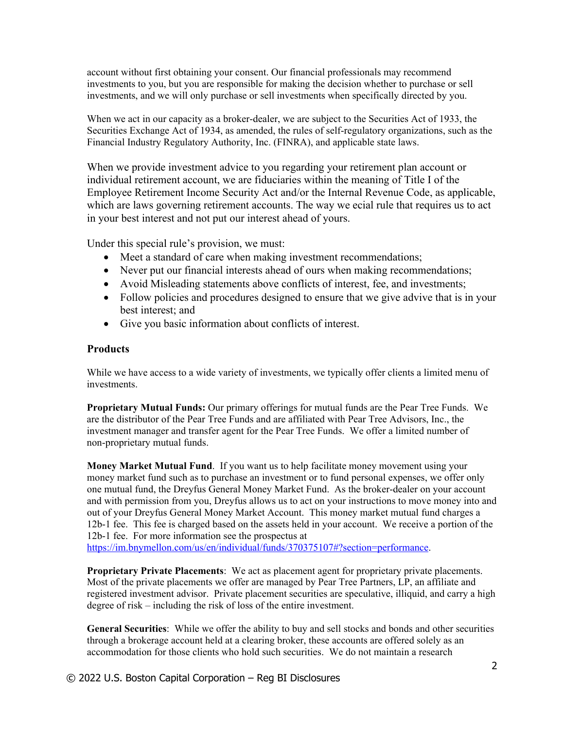account without first obtaining your consent. Our financial professionals may recommend investments to you, but you are responsible for making the decision whether to purchase or sell investments, and we will only purchase or sell investments when specifically directed by you.

When we act in our capacity as a broker-dealer, we are subject to the Securities Act of 1933, the Securities Exchange Act of 1934, as amended, the rules of self-regulatory organizations, such as the Financial Industry Regulatory Authority, Inc. (FINRA), and applicable state laws.

When we provide investment advice to you regarding your retirement plan account or individual retirement account, we are fiduciaries within the meaning of Title I of the Employee Retirement Income Security Act and/or the Internal Revenue Code, as applicable, which are laws governing retirement accounts. The way we ecial rule that requires us to act in your best interest and not put our interest ahead of yours.

Under this special rule's provision, we must:

- Meet a standard of care when making investment recommendations;
- Never put our financial interests ahead of ours when making recommendations;
- Avoid Misleading statements above conflicts of interest, fee, and investments;
- Follow policies and procedures designed to ensure that we give advive that is in your best interest; and
- Give you basic information about conflicts of interest.

## Products

While we have access to a wide variety of investments, we typically offer clients a limited menu of investments.

**Proprietary Mutual Funds:** Our primary offerings for mutual funds are the Pear Tree Funds. We are the distributor of the Pear Tree Funds and are affiliated with Pear Tree Advisors, Inc., the investment manager and transfer agent for the Pear Tree Funds. We offer a limited number of non-proprietary mutual funds.

**Money Market Mutual Fund**. If you want us to help facilitate money movement using your money market fund such as to purchase an investment or to fund personal expenses, we offer only one mutual fund, the Dreyfus General Money Market Fund. As the broker-dealer on your account and with permission from you, Dreyfus allows us to act on your instructions to move money into and out of your Dreyfus General Money Market Account. This money market mutual fund charges a 12b-1 fee. This fee is charged based on the assets held in your account. We receive a portion of the 12b-1 fee. For more information see the prospectus at https://im.bnymellon.com/us/en/individual/funds/370375107#?section=performance.

**Proprietary Private Placements**: We act as placement agent for proprietary private placements. Most of the private placements we offer are managed by Pear Tree Partners, LP, an affiliate and registered investment advisor. Private placement securities are speculative, illiquid, and carry a high degree of risk – including the risk of loss of the entire investment.

**General Securities**: While we offer the ability to buy and sell stocks and bonds and other securities through a brokerage account held at a clearing broker, these accounts are offered solely as an accommodation for those clients who hold such securities. We do not maintain a research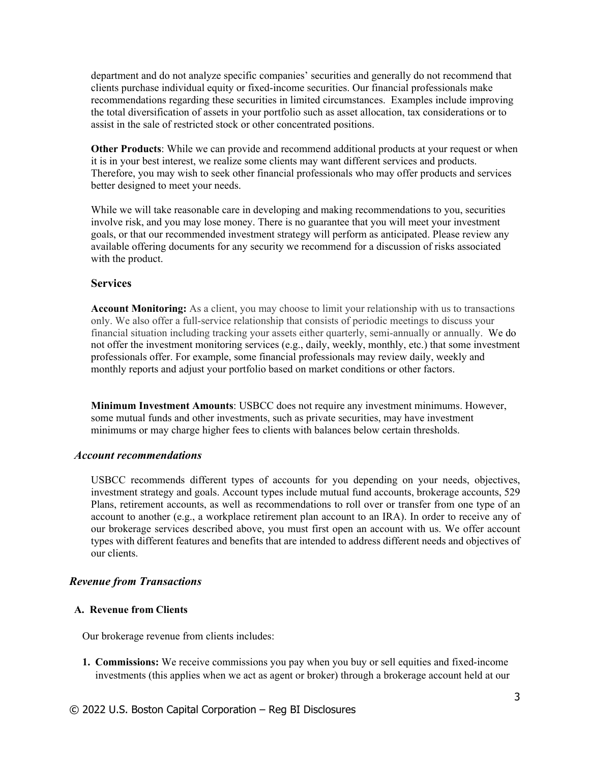department and do not analyze specific companies' securities and generally do not recommend that clients purchase individual equity or fixed-income securities. Our financial professionals make recommendations regarding these securities in limited circumstances. Examples include improving the total diversification of assets in your portfolio such as asset allocation, tax considerations or to assist in the sale of restricted stock or other concentrated positions.

**Other Products**: While we can provide and recommend additional products at your request or when it is in your best interest, we realize some clients may want different services and products. Therefore, you may wish to seek other financial professionals who may offer products and services better designed to meet your needs.

While we will take reasonable care in developing and making recommendations to you, securities involve risk, and you may lose money. There is no guarantee that you will meet your investment goals, or that our recommended investment strategy will perform as anticipated. Please review any available offering documents for any security we recommend for a discussion of risks associated with the product.

### Services

**Account Monitoring:** As a client, you may choose to limit your relationship with us to transactions only. We also offer a full-service relationship that consists of periodic meetings to discuss your financial situation including tracking your assets either quarterly, semi-annually or annually. We do not offer the investment monitoring services (e.g., daily, weekly, monthly, etc.) that some investment professionals offer. For example, some financial professionals may review daily, weekly and monthly reports and adjust your portfolio based on market conditions or other factors.

**Minimum Investment Amounts**: USBCC does not require any investment minimums. However, some mutual funds and other investments, such as private securities, may have investment minimums or may charge higher fees to clients with balances below certain thresholds.

## *Account recommendations*

USBCC recommends different types of accounts for you depending on your needs, objectives, investment strategy and goals. Account types include mutual fund accounts, brokerage accounts, 529 Plans, retirement accounts, as well as recommendations to roll over or transfer from one type of an account to another (e.g., a workplace retirement plan account to an IRA). In order to receive any of our brokerage services described above, you must first open an account with us. We offer account types with different features and benefits that are intended to address different needs and objectives of our clients.

## *Revenue from Transactions*

### A. Revenue from Clients

Our brokerage revenue from clients includes:

1. **Commissions:** We receive commissions you pay when you buy or sell equities and fixed-income investments (this applies when we act as agent or broker) through a brokerage account held at our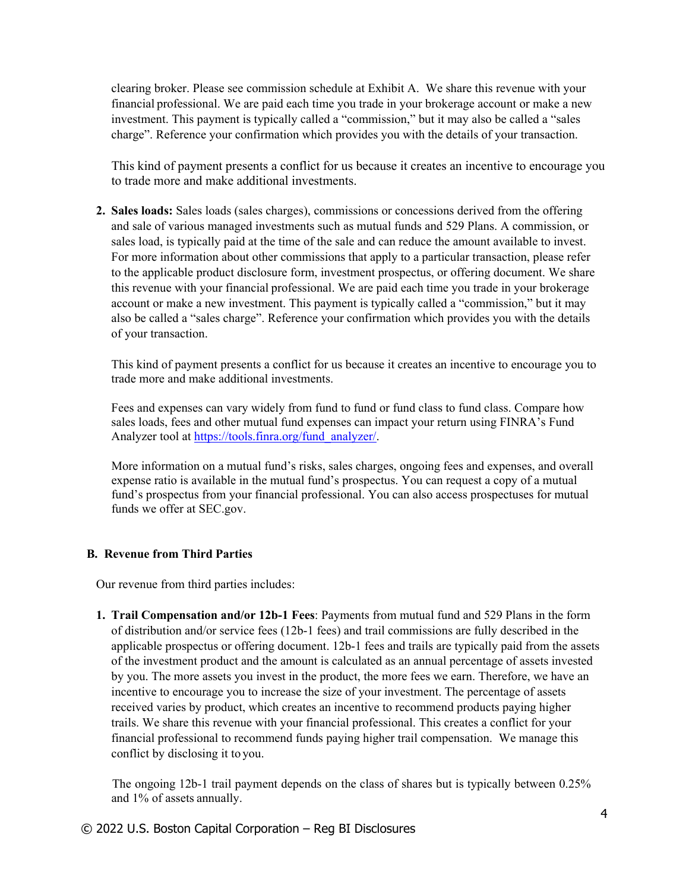clearing broker. Please see commission schedule at Exhibit A. We share this revenue with your financial professional. We are paid each time you trade in your brokerage account or make a new investment. This payment is typically called a "commission," but it may also be called a "sales charge". Reference your confirmation which provides you with the details of your transaction.

This kind of payment presents a conflict for us because it creates an incentive to encourage you to trade more and make additional investments.

2. **Sales loads:** Sales loads (sales charges), commissions or concessions derived from the offering and sale of various managed investments such as mutual funds and 529 Plans. A commission, or sales load, is typically paid at the time of the sale and can reduce the amount available to invest. For more information about other commissions that apply to a particular transaction, please refer to the applicable product disclosure form, investment prospectus, or offering document. We share this revenue with your financial professional. We are paid each time you trade in your brokerage account or make a new investment. This payment is typically called a "commission," but it may also be called a "sales charge". Reference your confirmation which provides you with the details of your transaction.

   This kind of payment presents a conflict for us because it creates an incentive to encourage you to trade more and make additional investments.

   Fees and expenses can vary widely from fund to fund or fund class to fund class. Compare how sales loads, fees and other mutual fund expenses can impact your return using FINRA's Fund Analyzer tool at [https://tools.finra.org/fund_analyzer/](https://tools.finra.org/fund_analyzer/).

   More information on a mutual fund's risks, sales charges, ongoing fees and expenses, and overall expense ratio is available in the mutual fund's prospectus. You can request a copy of a mutual fund's prospectus from your financial professional. You can also access prospectuses for mutual funds we offer at SEC.gov.

### B. Revenue from Third Parties

Our revenue from third parties includes:

1. **Trail Compensation and/or 12b-1 Fees**: Payments from mutual fund and 529 Plans in the form of distribution and/or service fees (12b-1 fees) and trail commissions are fully described in the applicable prospectus or offering document. 12b-1 fees and trails are typically paid from the assets of the investment product and the amount is calculated as an annual percentage of assets invested by you. The more assets you invest in the product, the more fees we earn. Therefore, we have an incentive to encourage you to increase the size of your investment. The percentage of assets received varies by product, which creates an incentive to recommend products paying higher trails. We share this revenue with your financial professional. This creates a conflict for your financial professional to recommend funds paying higher trail compensation. We manage this conflict by disclosing it to you.

   The ongoing 12b-1 trail payment depends on the class of shares but is typically between 0.25% and 1% of assets annually.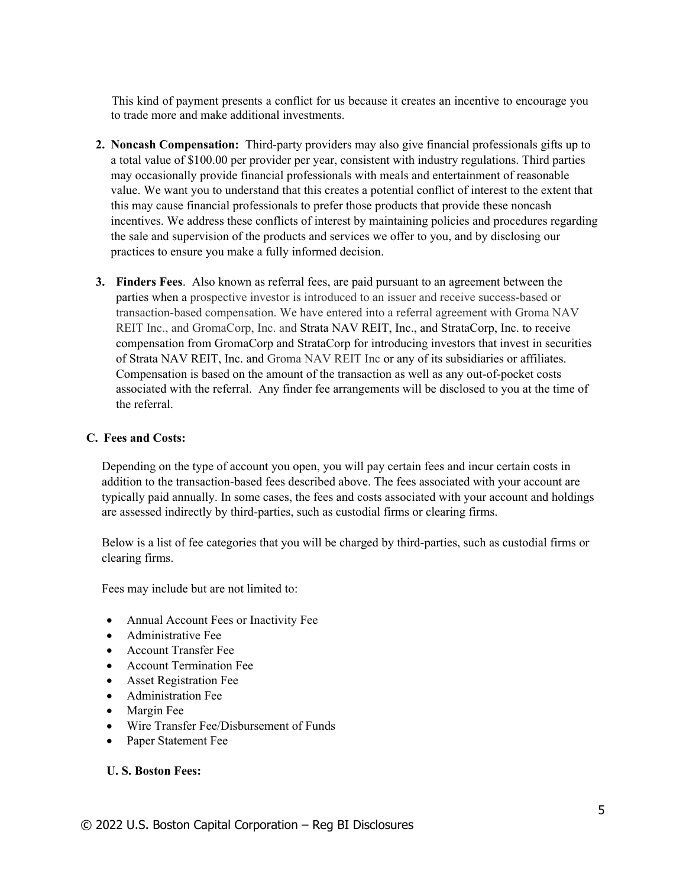This kind of payment presents a conflict for us because it creates an incentive to encourage you to trade more and make additional investments.

2. **Noncash Compensation:** Third-party providers may also give financial professionals gifts up to a total value of $100.00 per provider per year, consistent with industry regulations. Third parties may occasionally provide financial professionals with meals and entertainment of reasonable value. We want you to understand that this creates a potential conflict of interest to the extent that this may cause financial professionals to prefer those products that provide these noncash incentives. We address these conflicts of interest by maintaining policies and procedures regarding the sale and supervision of the products and services we offer to you, and by disclosing our practices to ensure you make a fully informed decision.

3. **Finders Fees**. Also known as referral fees, are paid pursuant to an agreement between the parties when a prospective investor is introduced to an issuer and receive success-based or transaction-based compensation. We have entered into a referral agreement with Groma NAV REIT Inc., and GromaCorp, Inc. and Strata NAV REIT, Inc., and StrataCorp, Inc. to receive compensation from GromaCorp and StrataCorp for introducing investors that invest in securities of Strata NAV REIT, Inc. and Groma NAV REIT Inc or any of its subsidiaries or affiliates. Compensation is based on the amount of the transaction as well as any out-of-pocket costs associated with the referral. Any finder fee arrangements will be disclosed to you at the time of the referral.

### C. Fees and Costs:

Depending on the type of account you open, you will pay certain fees and incur certain costs in addition to the transaction-based fees described above. The fees associated with your account are typically paid annually. In some cases, the fees and costs associated with your account and holdings are assessed indirectly by third-parties, such as custodial firms or clearing firms.

Below is a list of fee categories that you will be charged by third-parties, such as custodial firms or clearing firms.

Fees may include but are not limited to:

- Annual Account Fees or Inactivity Fee
- Administrative Fee
- Account Transfer Fee
- Account Termination Fee
- Asset Registration Fee
- Administration Fee
- Margin Fee
- Wire Transfer Fee/Disbursement of Funds
- Paper Statement Fee

**U. S. Boston Fees:**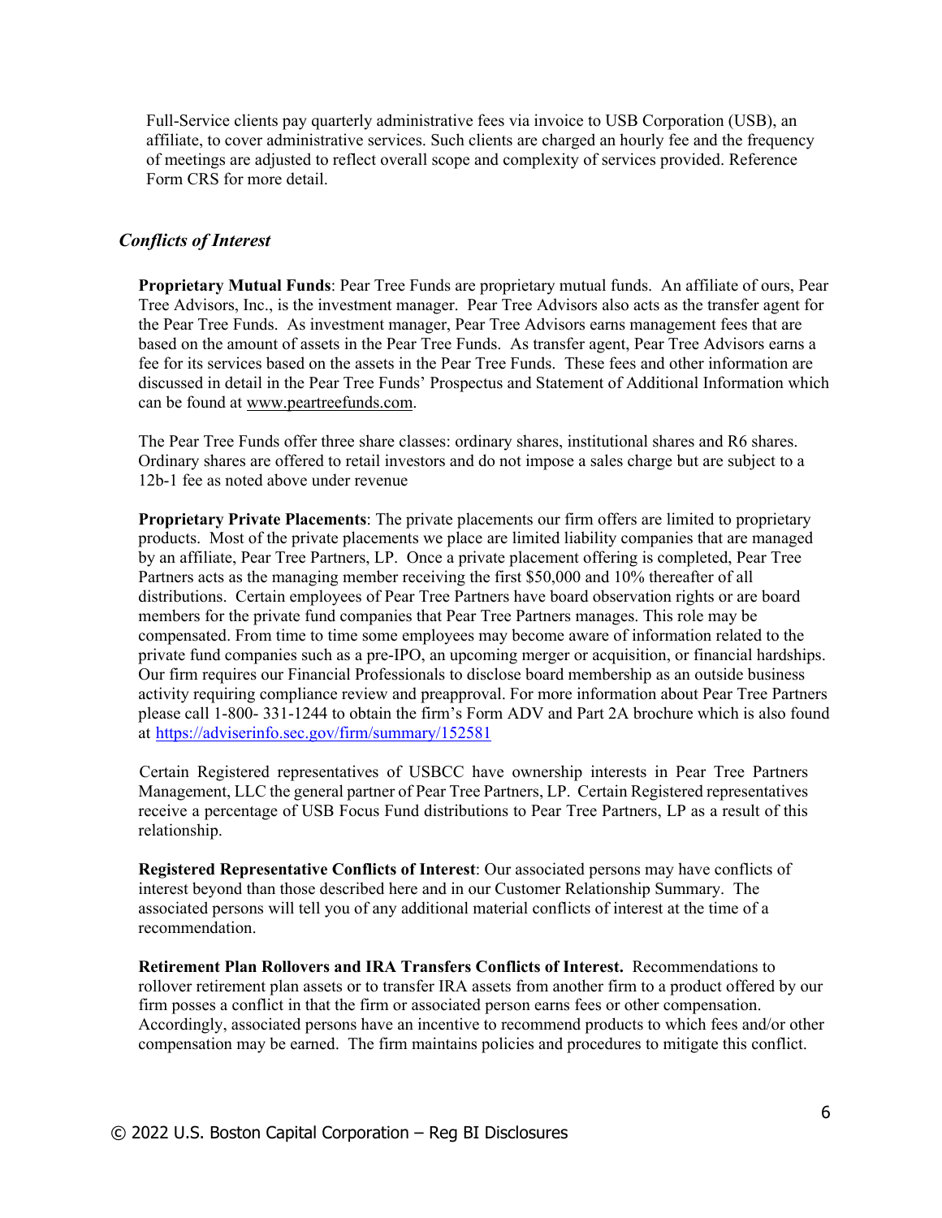Full-Service clients pay quarterly administrative fees via invoice to USB Corporation (USB), an affiliate, to cover administrative services. Such clients are charged an hourly fee and the frequency of meetings are adjusted to reflect overall scope and complexity of services provided. Reference Form CRS for more detail.

### *Conflicts of Interest*

**Proprietary Mutual Funds**: Pear Tree Funds are proprietary mutual funds. An affiliate of ours, Pear Tree Advisors, Inc., is the investment manager. Pear Tree Advisors also acts as the transfer agent for the Pear Tree Funds. As investment manager, Pear Tree Advisors earns management fees that are based on the amount of assets in the Pear Tree Funds. As transfer agent, Pear Tree Advisors earns a fee for its services based on the assets in the Pear Tree Funds. These fees and other information are discussed in detail in the Pear Tree Funds' Prospectus and Statement of Additional Information which can be found at www.peartreefunds.com.

The Pear Tree Funds offer three share classes: ordinary shares, institutional shares and R6 shares. Ordinary shares are offered to retail investors and do not impose a sales charge but are subject to a 12b-1 fee as noted above under revenue

**Proprietary Private Placements**: The private placements our firm offers are limited to proprietary products. Most of the private placements we place are limited liability companies that are managed by an affiliate, Pear Tree Partners, LP. Once a private placement offering is completed, Pear Tree Partners acts as the managing member receiving the first $50,000 and 10% thereafter of all distributions. Certain employees of Pear Tree Partners have board observation rights or are board members for the private fund companies that Pear Tree Partners manages. This role may be compensated. From time to time some employees may become aware of information related to the private fund companies such as a pre-IPO, an upcoming merger or acquisition, or financial hardships. Our firm requires our Financial Professionals to disclose board membership as an outside business activity requiring compliance review and preapproval. For more information about Pear Tree Partners please call 1-800- 331-1244 to obtain the firm's Form ADV and Part 2A brochure which is also found at https://adviserinfo.sec.gov/firm/summary/152581

Certain Registered representatives of USBCC have ownership interests in Pear Tree Partners Management, LLC the general partner of Pear Tree Partners, LP. Certain Registered representatives receive a percentage of USB Focus Fund distributions to Pear Tree Partners, LP as a result of this relationship.

**Registered Representative Conflicts of Interest**: Our associated persons may have conflicts of interest beyond than those described here and in our Customer Relationship Summary. The associated persons will tell you of any additional material conflicts of interest at the time of a recommendation.

**Retirement Plan Rollovers and IRA Transfers Conflicts of Interest.** Recommendations to rollover retirement plan assets or to transfer IRA assets from another firm to a product offered by our firm posses a conflict in that the firm or associated person earns fees or other compensation. Accordingly, associated persons have an incentive to recommend products to which fees and/or other compensation may be earned. The firm maintains policies and procedures to mitigate this conflict.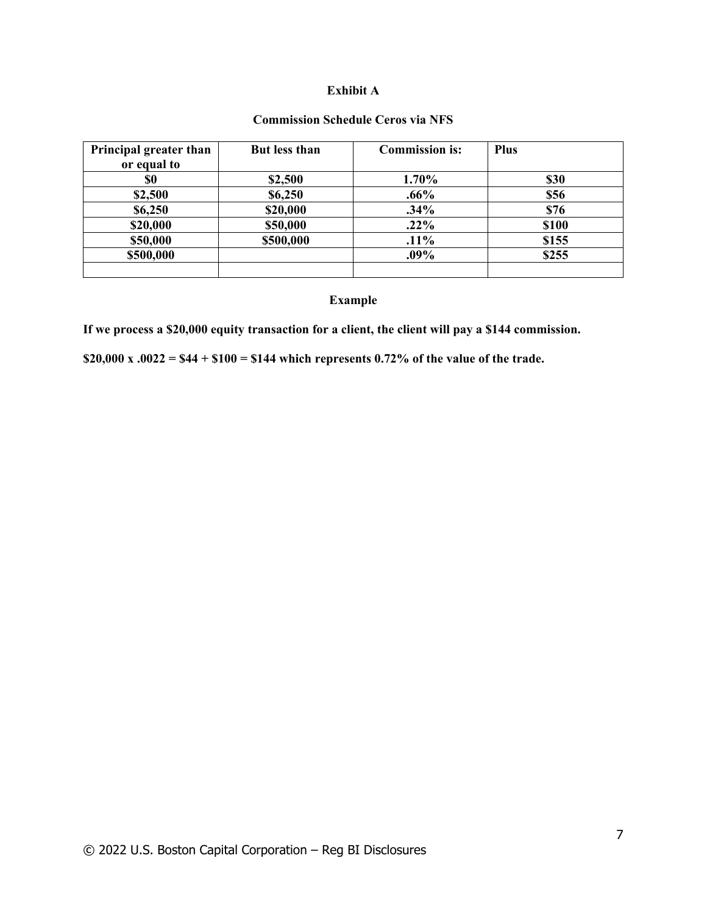**Exhibit A**

**Commission Schedule Ceros via NFS**

| Principal greater than or equal to | But less than | Commission is: | Plus |
|---|---|---|---|
| $0 | $2,500 | 1.70% | $30 |
| $2,500 | $6,250 | .66% | $56 |
| $6,250 | $20,000 | .34% | $76 |
| $20,000 | $50,000 | .22% | $100 |
| $50,000 | $500,000 | .11% | $155 |
| $500,000 | | .09% | $255 |
| | | | |

**Example**

**If we process a $20,000 equity transaction for a client, the client will pay a $144 commission.**

**$20,000 x .0022 = $44 + $100 = $144 which represents 0.72% of the value of the trade.**

© 2022 U.S. Boston Capital Corporation – Reg BI Disclosures